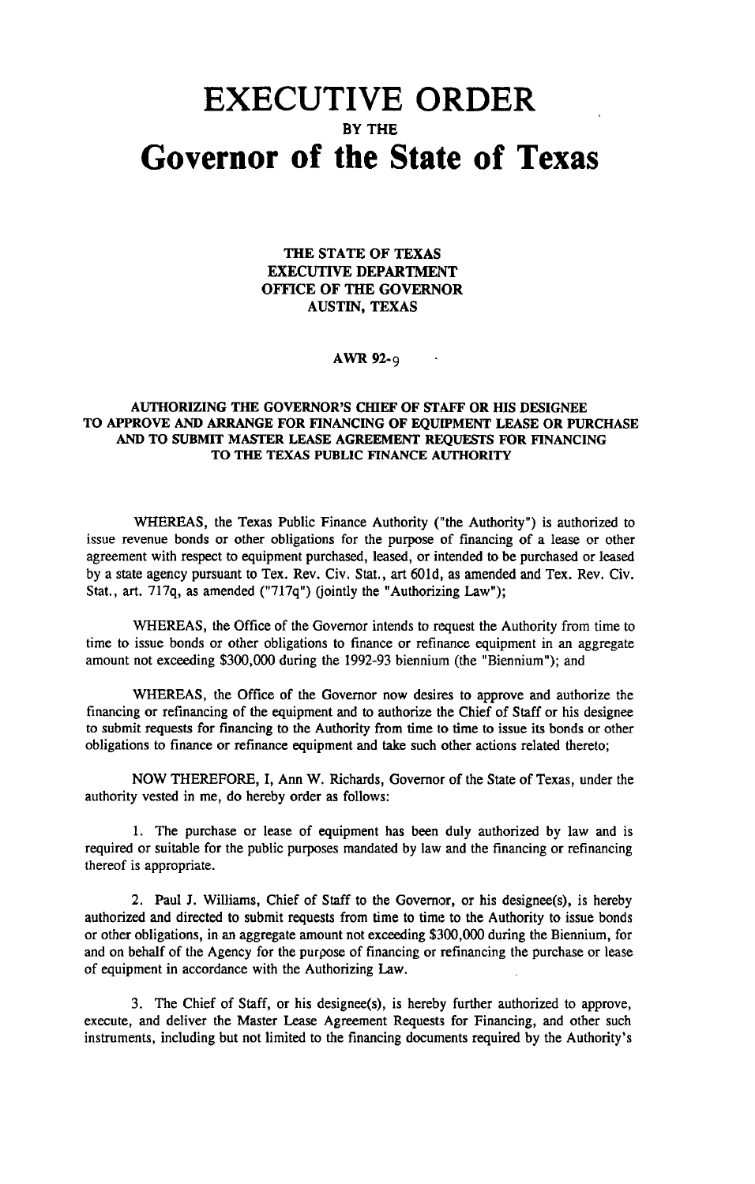# EXECUTIVE ORDER

**BY THE**

# Governor of the State of Texas

**THE STATE OF TEXAS**
**EXECUTIVE DEPARTMENT**
**OFFICE OF THE GOVERNOR**
**AUSTIN, TEXAS**

**AWR 92-9**

**AUTHORIZING THE GOVERNOR'S CHIEF OF STAFF OR HIS DESIGNEE TO APPROVE AND ARRANGE FOR FINANCING OF EQUIPMENT LEASE OR PURCHASE AND TO SUBMIT MASTER LEASE AGREEMENT REQUESTS FOR FINANCING TO THE TEXAS PUBLIC FINANCE AUTHORITY**

WHEREAS, the Texas Public Finance Authority ("the Authority") is authorized to issue revenue bonds or other obligations for the purpose of financing of a lease or other agreement with respect to equipment purchased, leased, or intended to be purchased or leased by a state agency pursuant to Tex. Rev. Civ. Stat., art 601d, as amended and Tex. Rev. Civ. Stat., art. 717q, as amended ("717q") (jointly the "Authorizing Law");

WHEREAS, the Office of the Governor intends to request the Authority from time to time to issue bonds or other obligations to finance or refinance equipment in an aggregate amount not exceeding $300,000 during the 1992-93 biennium (the "Biennium"); and

WHEREAS, the Office of the Governor now desires to approve and authorize the financing or refinancing of the equipment and to authorize the Chief of Staff or his designee to submit requests for financing to the Authority from time to time to issue its bonds or other obligations to finance or refinance equipment and take such other actions related thereto;

NOW THEREFORE, I, Ann W. Richards, Governor of the State of Texas, under the authority vested in me, do hereby order as follows:

1. The purchase or lease of equipment has been duly authorized by law and is required or suitable for the public purposes mandated by law and the financing or refinancing thereof is appropriate.

2. Paul J. Williams, Chief of Staff to the Governor, or his designee(s), is hereby authorized and directed to submit requests from time to time to the Authority to issue bonds or other obligations, in an aggregate amount not exceeding $300,000 during the Biennium, for and on behalf of the Agency for the purpose of financing or refinancing the purchase or lease of equipment in accordance with the Authorizing Law.

3. The Chief of Staff, or his designee(s), is hereby further authorized to approve, execute, and deliver the Master Lease Agreement Requests for Financing, and other such instruments, including but not limited to the financing documents required by the Authority's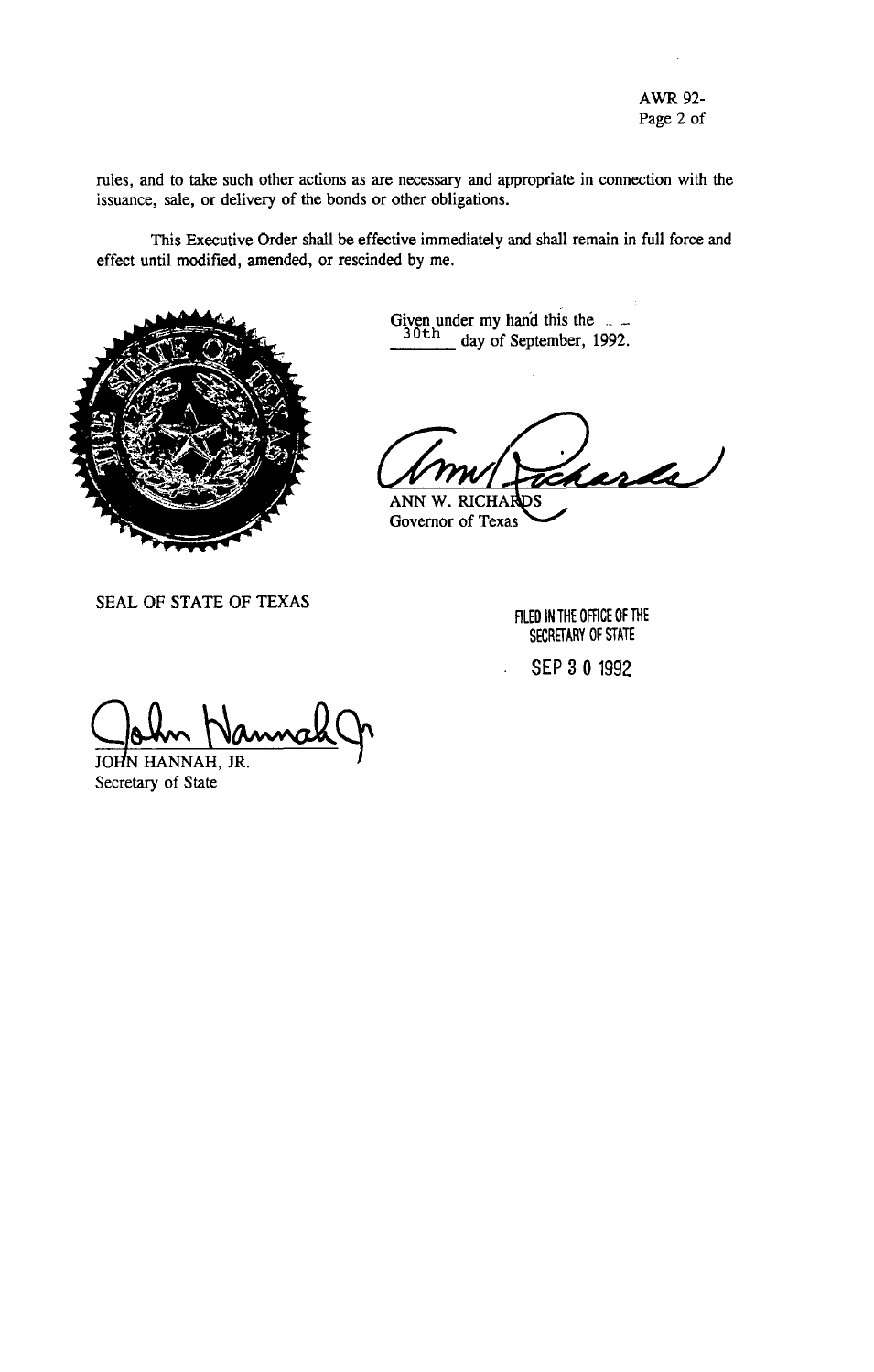rules, and to take such other actions as are necessary and appropriate in connection with the issuance, sale, or delivery of the bonds or other obligations.

This Executive Order shall be effective immediately and shall remain in full force and effect until modified, amended, or rescinded by me.

Given under my hand this the 30th day of September, 1992.

ANN W. RICHARDS
Governor of Texas

SEAL OF STATE OF TEXAS

FILED IN THE OFFICE OF THE SECRETARY OF STATE

SEP 30 1992

JOHN HANNAH, JR.
Secretary of State